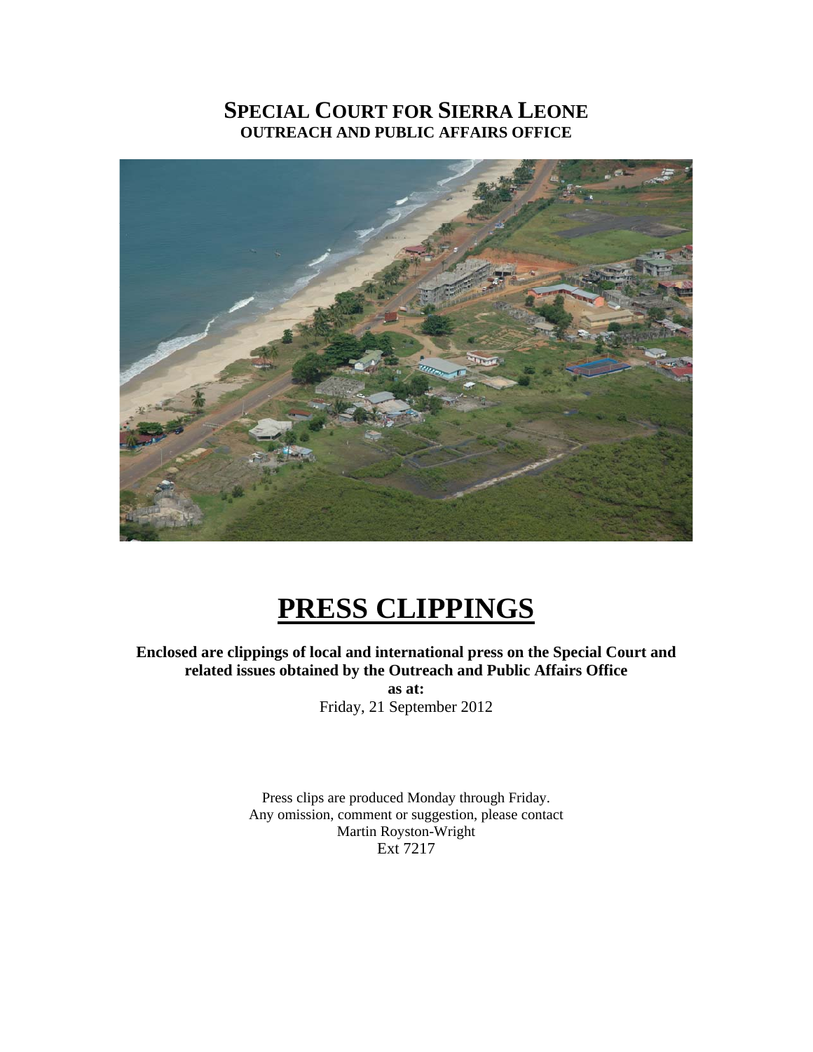# SPECIAL COURT FOR SIERRA LEONE

## OUTREACH AND PUBLIC AFFAIRS OFFICE

# PRESS CLIPPINGS

**Enclosed are clippings of local and international press on the Special Court and related issues obtained by the Outreach and Public Affairs Office**

**as at:**

Friday, 21 September 2012

Press clips are produced Monday through Friday.
Any omission, comment or suggestion, please contact
Martin Royston-Wright
Ext 7217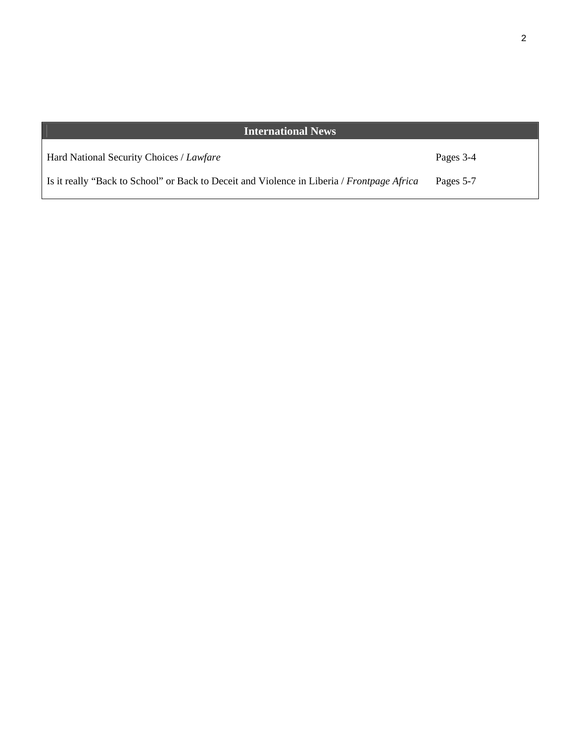| International News | |
| --- | --- |
| Hard National Security Choices / *Lawfare* | Pages 3-4 |
| Is it really "Back to School" or Back to Deceit and Violence in Liberia / *Frontpage Africa* | Pages 5-7 |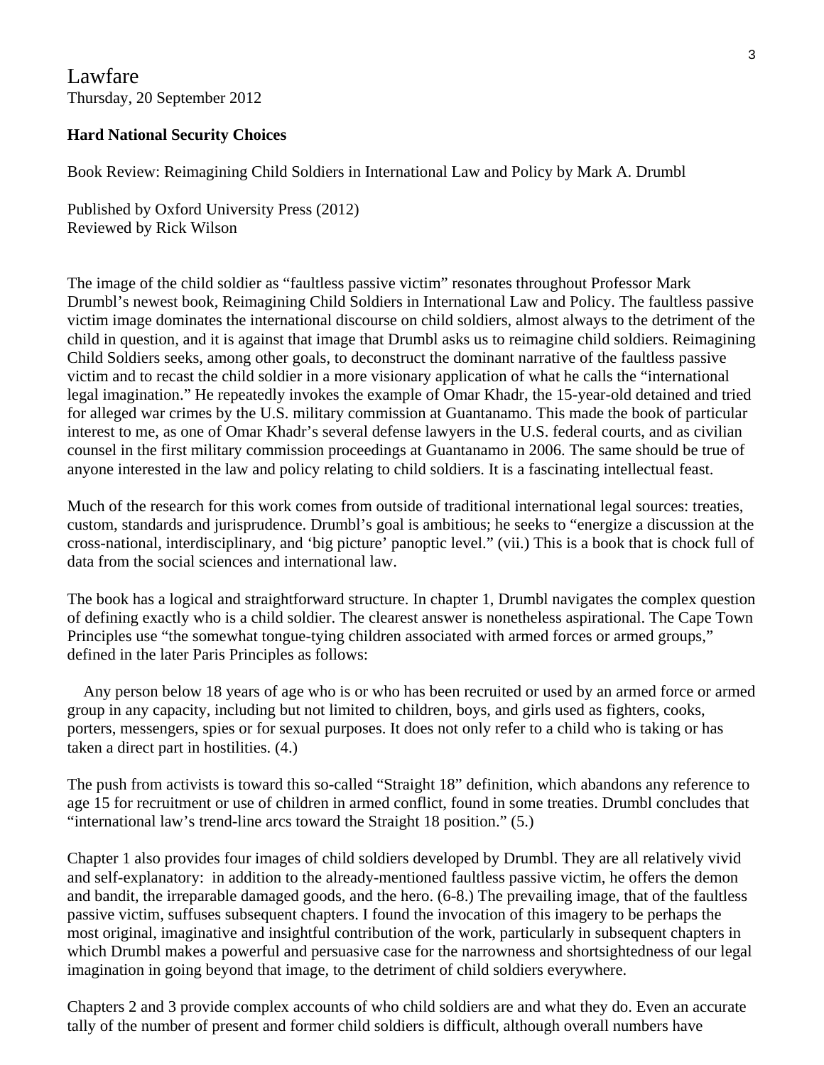Lawfare
Thursday, 20 September 2012

**Hard National Security Choices**

Book Review: Reimagining Child Soldiers in International Law and Policy by Mark A. Drumbl

Published by Oxford University Press (2012)
Reviewed by Rick Wilson

The image of the child soldier as "faultless passive victim" resonates throughout Professor Mark Drumbl's newest book, Reimagining Child Soldiers in International Law and Policy. The faultless passive victim image dominates the international discourse on child soldiers, almost always to the detriment of the child in question, and it is against that image that Drumbl asks us to reimagine child soldiers. Reimagining Child Soldiers seeks, among other goals, to deconstruct the dominant narrative of the faultless passive victim and to recast the child soldier in a more visionary application of what he calls the "international legal imagination." He repeatedly invokes the example of Omar Khadr, the 15-year-old detained and tried for alleged war crimes by the U.S. military commission at Guantanamo. This made the book of particular interest to me, as one of Omar Khadr's several defense lawyers in the U.S. federal courts, and as civilian counsel in the first military commission proceedings at Guantanamo in 2006. The same should be true of anyone interested in the law and policy relating to child soldiers. It is a fascinating intellectual feast.

Much of the research for this work comes from outside of traditional international legal sources: treaties, custom, standards and jurisprudence. Drumbl's goal is ambitious; he seeks to "energize a discussion at the cross-national, interdisciplinary, and 'big picture' panoptic level." (vii.) This is a book that is chock full of data from the social sciences and international law.

The book has a logical and straightforward structure. In chapter 1, Drumbl navigates the complex question of defining exactly who is a child soldier. The clearest answer is nonetheless aspirational. The Cape Town Principles use "the somewhat tongue-tying children associated with armed forces or armed groups," defined in the later Paris Principles as follows:

> Any person below 18 years of age who is or who has been recruited or used by an armed force or armed group in any capacity, including but not limited to children, boys, and girls used as fighters, cooks, porters, messengers, spies or for sexual purposes. It does not only refer to a child who is taking or has taken a direct part in hostilities. (4.)

The push from activists is toward this so-called "Straight 18" definition, which abandons any reference to age 15 for recruitment or use of children in armed conflict, found in some treaties. Drumbl concludes that "international law's trend-line arcs toward the Straight 18 position." (5.)

Chapter 1 also provides four images of child soldiers developed by Drumbl. They are all relatively vivid and self-explanatory: in addition to the already-mentioned faultless passive victim, he offers the demon and bandit, the irreparable damaged goods, and the hero. (6-8.) The prevailing image, that of the faultless passive victim, suffuses subsequent chapters. I found the invocation of this imagery to be perhaps the most original, imaginative and insightful contribution of the work, particularly in subsequent chapters in which Drumbl makes a powerful and persuasive case for the narrowness and shortsightedness of our legal imagination in going beyond that image, to the detriment of child soldiers everywhere.

Chapters 2 and 3 provide complex accounts of who child soldiers are and what they do. Even an accurate tally of the number of present and former child soldiers is difficult, although overall numbers have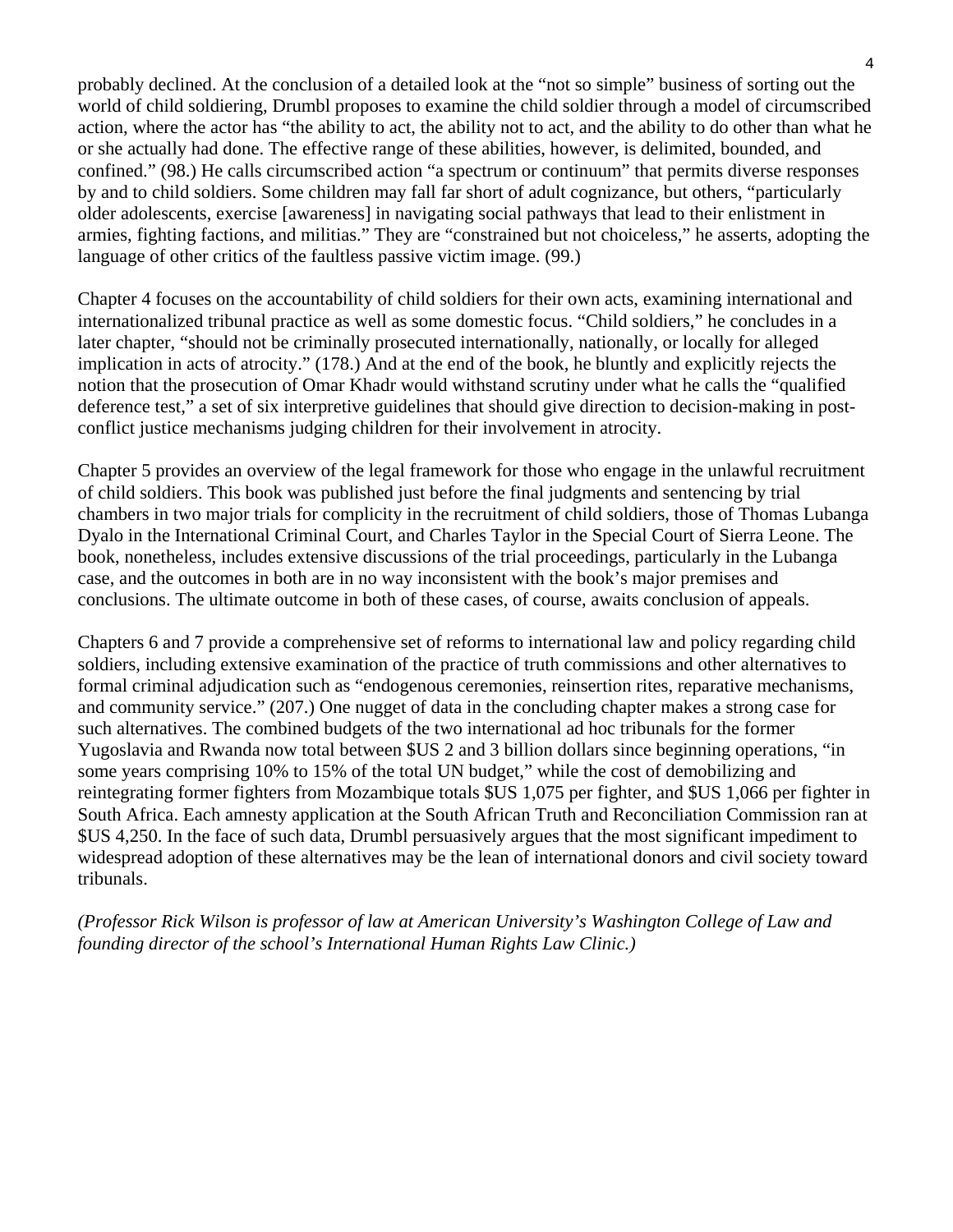probably declined. At the conclusion of a detailed look at the "not so simple" business of sorting out the world of child soldiering, Drumbl proposes to examine the child soldier through a model of circumscribed action, where the actor has "the ability to act, the ability not to act, and the ability to do other than what he or she actually had done. The effective range of these abilities, however, is delimited, bounded, and confined." (98.) He calls circumscribed action "a spectrum or continuum" that permits diverse responses by and to child soldiers. Some children may fall far short of adult cognizance, but others, "particularly older adolescents, exercise [awareness] in navigating social pathways that lead to their enlistment in armies, fighting factions, and militias." They are "constrained but not choiceless," he asserts, adopting the language of other critics of the faultless passive victim image. (99.)

Chapter 4 focuses on the accountability of child soldiers for their own acts, examining international and internationalized tribunal practice as well as some domestic focus. "Child soldiers," he concludes in a later chapter, "should not be criminally prosecuted internationally, nationally, or locally for alleged implication in acts of atrocity." (178.) And at the end of the book, he bluntly and explicitly rejects the notion that the prosecution of Omar Khadr would withstand scrutiny under what he calls the "qualified deference test," a set of six interpretive guidelines that should give direction to decision-making in post-conflict justice mechanisms judging children for their involvement in atrocity.

Chapter 5 provides an overview of the legal framework for those who engage in the unlawful recruitment of child soldiers. This book was published just before the final judgments and sentencing by trial chambers in two major trials for complicity in the recruitment of child soldiers, those of Thomas Lubanga Dyalo in the International Criminal Court, and Charles Taylor in the Special Court of Sierra Leone. The book, nonetheless, includes extensive discussions of the trial proceedings, particularly in the Lubanga case, and the outcomes in both are in no way inconsistent with the book's major premises and conclusions. The ultimate outcome in both of these cases, of course, awaits conclusion of appeals.

Chapters 6 and 7 provide a comprehensive set of reforms to international law and policy regarding child soldiers, including extensive examination of the practice of truth commissions and other alternatives to formal criminal adjudication such as "endogenous ceremonies, reinsertion rites, reparative mechanisms, and community service." (207.) One nugget of data in the concluding chapter makes a strong case for such alternatives. The combined budgets of the two international ad hoc tribunals for the former Yugoslavia and Rwanda now total between $US 2 and 3 billion dollars since beginning operations, "in some years comprising 10% to 15% of the total UN budget," while the cost of demobilizing and reintegrating former fighters from Mozambique totals $US 1,075 per fighter, and $US 1,066 per fighter in South Africa. Each amnesty application at the South African Truth and Reconciliation Commission ran at $US 4,250. In the face of such data, Drumbl persuasively argues that the most significant impediment to widespread adoption of these alternatives may be the lean of international donors and civil society toward tribunals.

*(Professor Rick Wilson is professor of law at American University's Washington College of Law and founding director of the school's International Human Rights Law Clinic.)*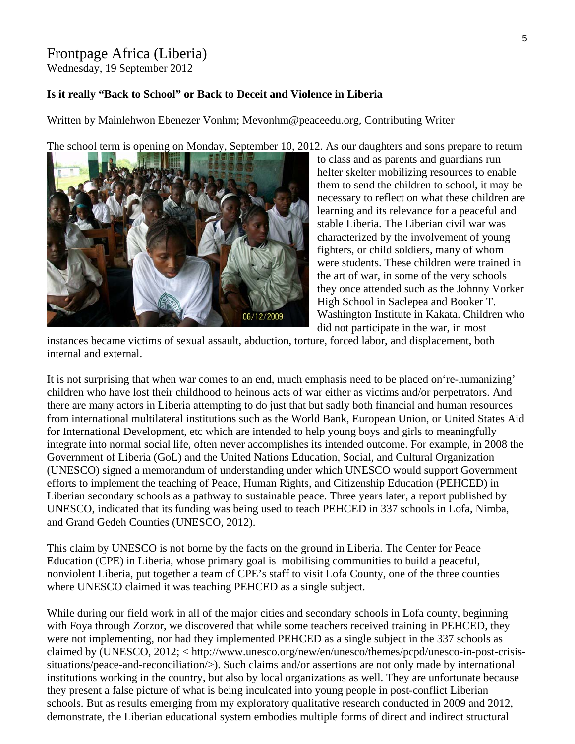# Frontpage Africa (Liberia)

Wednesday, 19 September 2012

**Is it really "Back to School" or Back to Deceit and Violence in Liberia**

Written by Mainlehwon Ebenezer Vonhm; Mevonhm@peaceedu.org, Contributing Writer

The school term is opening on Monday, September 10, 2012. As our daughters and sons prepare to return to class and as parents and guardians run helter skelter mobilizing resources to enable them to send the children to school, it may be necessary to reflect on what these children are learning and its relevance for a peaceful and stable Liberia. The Liberian civil war was characterized by the involvement of young fighters, or child soldiers, many of whom were students. These children were trained in the art of war, in some of the very schools they once attended such as the Johnny Vorker High School in Saclepea and Booker T. Washington Institute in Kakata. Children who did not participate in the war, in most instances became victims of sexual assault, abduction, torture, forced labor, and displacement, both internal and external.

It is not surprising that when war comes to an end, much emphasis need to be placed on'‘re-humanizing' children who have lost their childhood to heinous acts of war either as victims and/or perpetrators. And there are many actors in Liberia attempting to do just that but sadly both financial and human resources from international multilateral institutions such as the World Bank, European Union, or United States Aid for International Development, etc which are intended to help young boys and girls to meaningfully integrate into normal social life, often never accomplishes its intended outcome. For example, in 2008 the Government of Liberia (GoL) and the United Nations Education, Social, and Cultural Organization (UNESCO) signed a memorandum of understanding under which UNESCO would support Government efforts to implement the teaching of Peace, Human Rights, and Citizenship Education (PEHCED) in Liberian secondary schools as a pathway to sustainable peace. Three years later, a report published by UNESCO, indicated that its funding was being used to teach PEHCED in 337 schools in Lofa, Nimba, and Grand Gedeh Counties (UNESCO, 2012).

This claim by UNESCO is not borne by the facts on the ground in Liberia. The Center for Peace Education (CPE) in Liberia, whose primary goal is mobilising communities to build a peaceful, nonviolent Liberia, put together a team of CPE's staff to visit Lofa County, one of the three counties where UNESCO claimed it was teaching PEHCED as a single subject.

While during our field work in all of the major cities and secondary schools in Lofa county, beginning with Foya through Zorzor, we discovered that while some teachers received training in PEHCED, they were not implementing, nor had they implemented PEHCED as a single subject in the 337 schools as claimed by (UNESCO, 2012; < http://www.unesco.org/new/en/unesco/themes/pcpd/unesco-in-post-crisis-situations/peace-and-reconciliation/>). Such claims and/or assertions are not only made by international institutions working in the country, but also by local organizations as well. They are unfortunate because they present a false picture of what is being inculcated into young people in post-conflict Liberian schools. But as results emerging from my exploratory qualitative research conducted in 2009 and 2012, demonstrate, the Liberian educational system embodies multiple forms of direct and indirect structural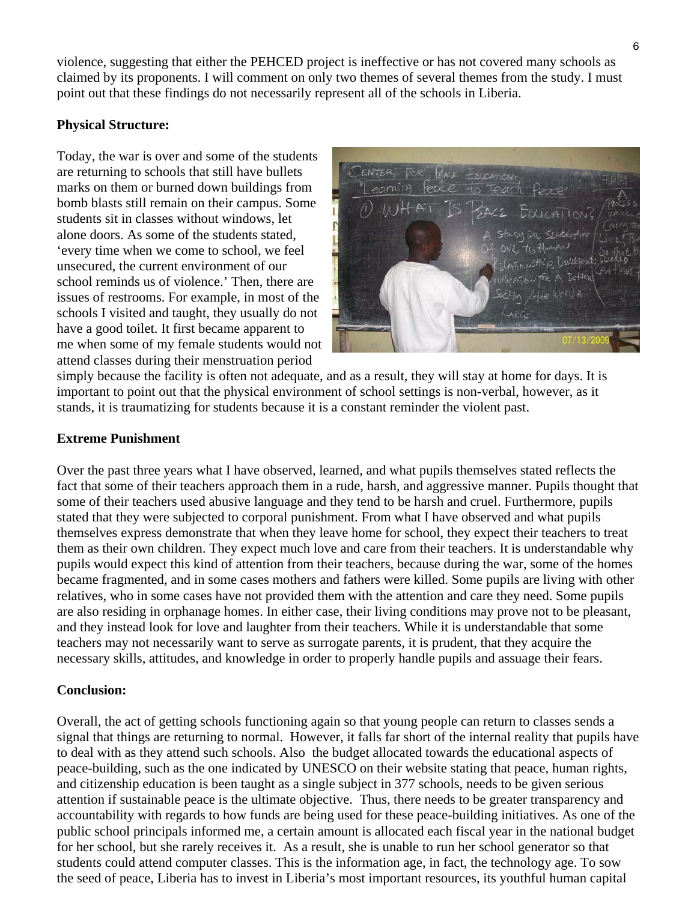violence, suggesting that either the PEHCED project is ineffective or has not covered many schools as claimed by its proponents. I will comment on only two themes of several themes from the study. I must point out that these findings do not necessarily represent all of the schools in Liberia.

**Physical Structure:**

Today, the war is over and some of the students are returning to schools that still have bullets marks on them or burned down buildings from bomb blasts still remain on their campus. Some students sit in classes without windows, let alone doors. As some of the students stated, 'every time when we come to school, we feel unsecured, the current environment of our school reminds us of violence.' Then, there are issues of restrooms. For example, in most of the schools I visited and taught, they usually do not have a good toilet. It first became apparent to me when some of my female students would not attend classes during their menstruation period simply because the facility is often not adequate, and as a result, they will stay at home for days. It is important to point out that the physical environment of school settings is non-verbal, however, as it stands, it is traumatizing for students because it is a constant reminder the violent past.

**Extreme Punishment**

Over the past three years what I have observed, learned, and what pupils themselves stated reflects the fact that some of their teachers approach them in a rude, harsh, and aggressive manner. Pupils thought that some of their teachers used abusive language and they tend to be harsh and cruel. Furthermore, pupils stated that they were subjected to corporal punishment. From what I have observed and what pupils themselves express demonstrate that when they leave home for school, they expect their teachers to treat them as their own children. They expect much love and care from their teachers. It is understandable why pupils would expect this kind of attention from their teachers, because during the war, some of the homes became fragmented, and in some cases mothers and fathers were killed. Some pupils are living with other relatives, who in some cases have not provided them with the attention and care they need. Some pupils are also residing in orphanage homes. In either case, their living conditions may prove not to be pleasant, and they instead look for love and laughter from their teachers. While it is understandable that some teachers may not necessarily want to serve as surrogate parents, it is prudent, that they acquire the necessary skills, attitudes, and knowledge in order to properly handle pupils and assuage their fears.

**Conclusion:**

Overall, the act of getting schools functioning again so that young people can return to classes sends a signal that things are returning to normal. However, it falls far short of the internal reality that pupils have to deal with as they attend such schools. Also the budget allocated towards the educational aspects of peace-building, such as the one indicated by UNESCO on their website stating that peace, human rights, and citizenship education is been taught as a single subject in 377 schools, needs to be given serious attention if sustainable peace is the ultimate objective. Thus, there needs to be greater transparency and accountability with regards to how funds are being used for these peace-building initiatives. As one of the public school principals informed me, a certain amount is allocated each fiscal year in the national budget for her school, but she rarely receives it. As a result, she is unable to run her school generator so that students could attend computer classes. This is the information age, in fact, the technology age. To sow the seed of peace, Liberia has to invest in Liberia's most important resources, its youthful human capital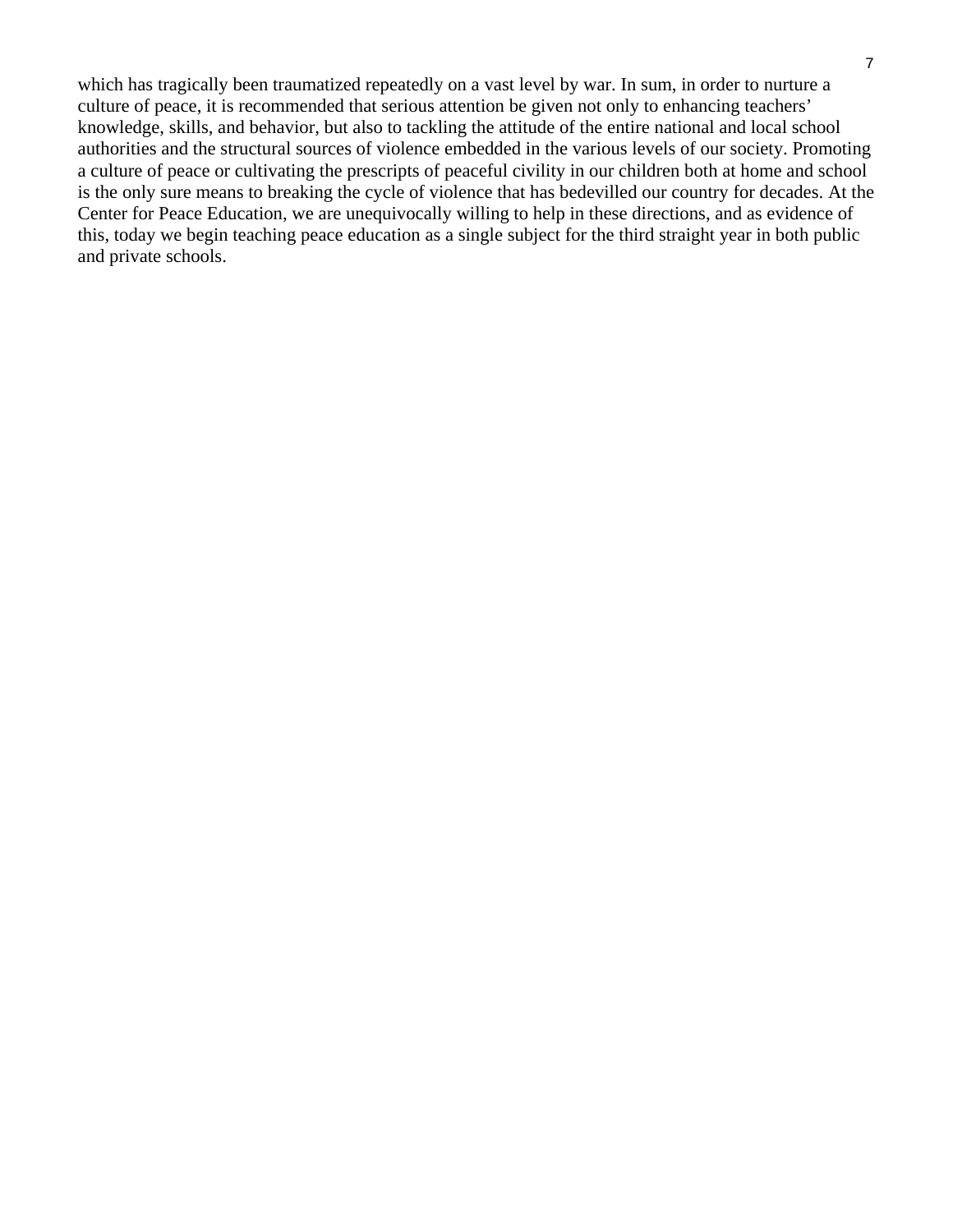which has tragically been traumatized repeatedly on a vast level by war. In sum, in order to nurture a culture of peace, it is recommended that serious attention be given not only to enhancing teachers' knowledge, skills, and behavior, but also to tackling the attitude of the entire national and local school authorities and the structural sources of violence embedded in the various levels of our society. Promoting a culture of peace or cultivating the prescripts of peaceful civility in our children both at home and school is the only sure means to breaking the cycle of violence that has bedevilled our country for decades. At the Center for Peace Education, we are unequivocally willing to help in these directions, and as evidence of this, today we begin teaching peace education as a single subject for the third straight year in both public and private schools.